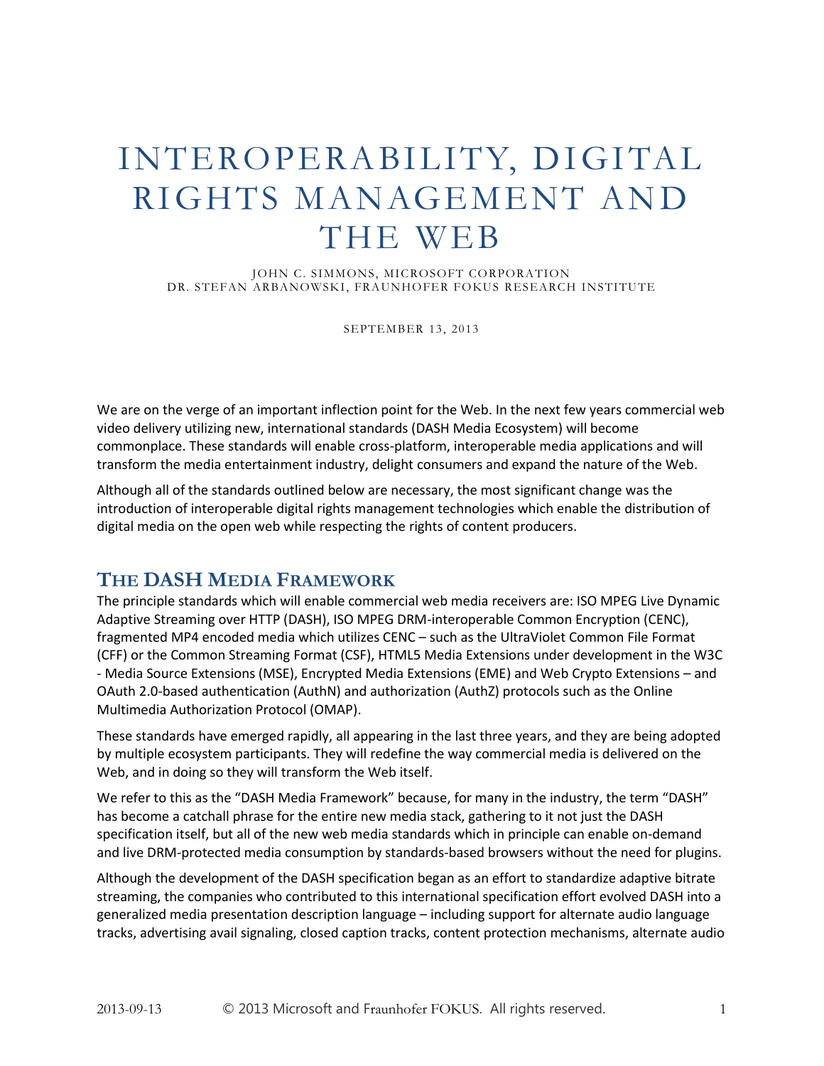# INTEROPERABILITY, DIGITAL RIGHTS MANAGEMENT AND THE WEB

JOHN C. SIMMONS, MICROSOFT CORPORATION
DR. STEFAN ARBANOWSKI, FRAUNHOFER FOKUS RESEARCH INSTITUTE

SEPTEMBER 13, 2013

We are on the verge of an important inflection point for the Web. In the next few years commercial web video delivery utilizing new, international standards (DASH Media Ecosystem) will become commonplace. These standards will enable cross-platform, interoperable media applications and will transform the media entertainment industry, delight consumers and expand the nature of the Web.

Although all of the standards outlined below are necessary, the most significant change was the introduction of interoperable digital rights management technologies which enable the distribution of digital media on the open web while respecting the rights of content producers.

## THE DASH MEDIA FRAMEWORK

The principle standards which will enable commercial web media receivers are: ISO MPEG Live Dynamic Adaptive Streaming over HTTP (DASH), ISO MPEG DRM-interoperable Common Encryption (CENC), fragmented MP4 encoded media which utilizes CENC – such as the UltraViolet Common File Format (CFF) or the Common Streaming Format (CSF), HTML5 Media Extensions under development in the W3C - Media Source Extensions (MSE), Encrypted Media Extensions (EME) and Web Crypto Extensions – and OAuth 2.0-based authentication (AuthN) and authorization (AuthZ) protocols such as the Online Multimedia Authorization Protocol (OMAP).

These standards have emerged rapidly, all appearing in the last three years, and they are being adopted by multiple ecosystem participants. They will redefine the way commercial media is delivered on the Web, and in doing so they will transform the Web itself.

We refer to this as the "DASH Media Framework" because, for many in the industry, the term "DASH" has become a catchall phrase for the entire new media stack, gathering to it not just the DASH specification itself, but all of the new web media standards which in principle can enable on-demand and live DRM-protected media consumption by standards-based browsers without the need for plugins.

Although the development of the DASH specification began as an effort to standardize adaptive bitrate streaming, the companies who contributed to this international specification effort evolved DASH into a generalized media presentation description language – including support for alternate audio language tracks, advertising avail signaling, closed caption tracks, content protection mechanisms, alternate audio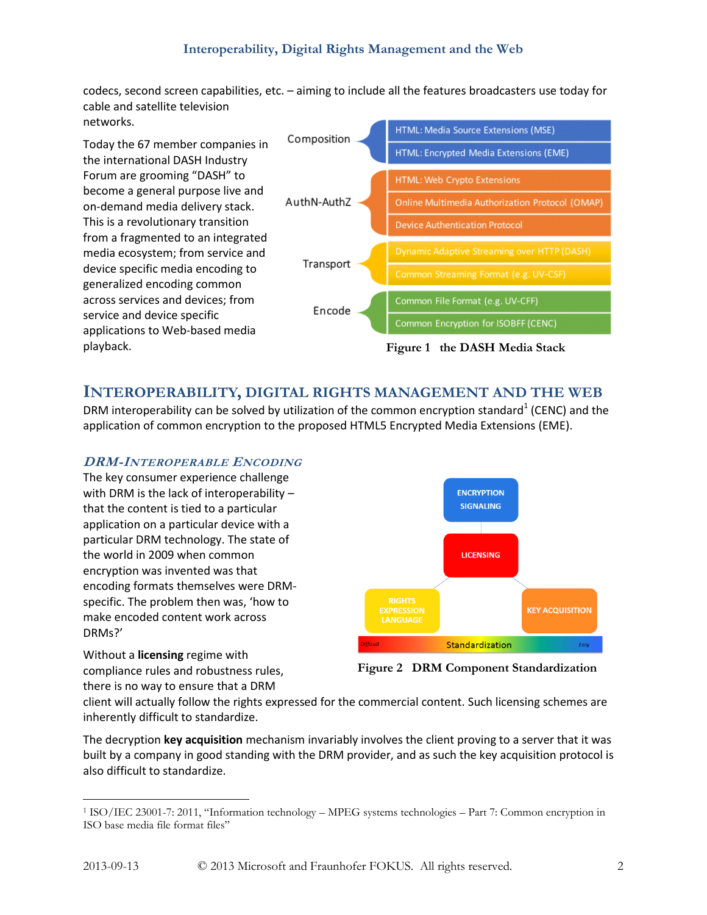codecs, second screen capabilities, etc. – aiming to include all the features broadcasters use today for cable and satellite television networks.

Today the 67 member companies in the international DASH Industry Forum are grooming "DASH" to become a general purpose live and on-demand media delivery stack. This is a revolutionary transition from a fragmented to an integrated media ecosystem; from service and device specific media encoding to generalized encoding common across services and devices; from service and device specific applications to Web-based media playback.

| Layer | Component |
| --- | --- |
| Composition | HTML: Media Source Extensions (MSE) |
| | HTML: Encrypted Media Extensions (EME) |
| AuthN-AuthZ | HTML: Web Crypto Extensions |
| | Online Multimedia Authorization Protocol (OMAP) |
| | Device Authentication Protocol |
| Transport | Dynamic Adaptive Streaming over HTTP (DASH) |
| | Common Streaming Format (e.g. UV-CSF) |
| Encode | Common File Format (e.g. UV-CFF) |
| | Common Encryption for ISOBFF (CENC) |

Figure 1 the DASH Media Stack

## Interoperability, Digital Rights Management and the Web

DRM interoperability can be solved by utilization of the common encryption standard[1] (CENC) and the application of common encryption to the proposed HTML5 Encrypted Media Extensions (EME).

### *DRM-Interoperable Encoding*

The key consumer experience challenge with DRM is the lack of interoperability – that the content is tied to a particular application on a particular device with a particular DRM technology. The state of the world in 2009 when common encryption was invented was that encoding formats themselves were DRM-specific. The problem then was, 'how to make encoded content work across DRMs?'

Without a **licensing** regime with compliance rules and robustness rules, there is no way to ensure that a DRM client will actually follow the rights expressed for the commercial content. Such licensing schemes are inherently difficult to standardize.

ENCRYPTION SIGNALING

LICENSING

RIGHTS EXPRESSION LANGUAGE

KEY ACQUISITION

Difficult — Standardization — Easy

Figure 2 DRM Component Standardization

The decryption **key acquisition** mechanism invariably involves the client proving to a server that it was built by a company in good standing with the DRM provider, and as such the key acquisition protocol is also difficult to standardize.

[1] ISO/IEC 23001-7: 2011, "Information technology – MPEG systems technologies – Part 7: Common encryption in ISO base media file format files"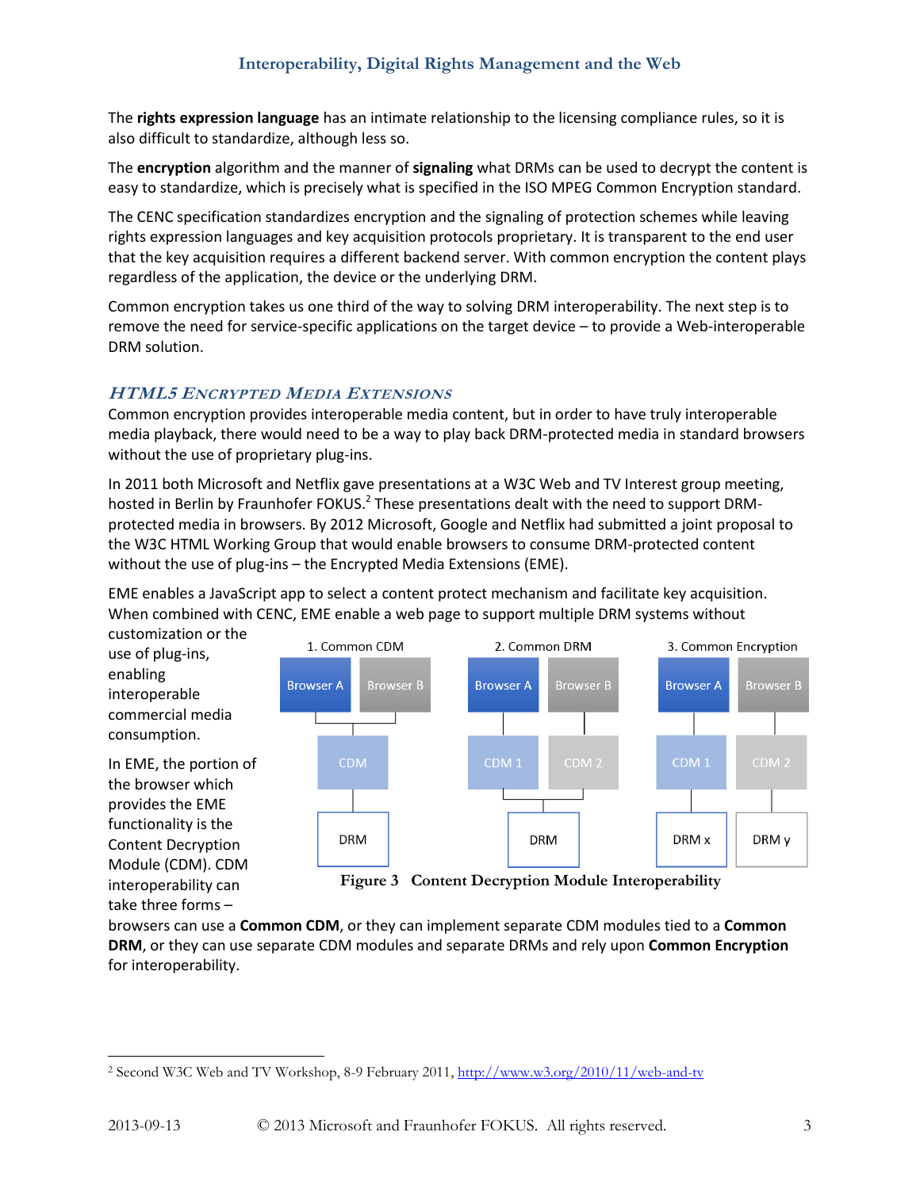The **rights expression language** has an intimate relationship to the licensing compliance rules, so it is also difficult to standardize, although less so.

The **encryption** algorithm and the manner of **signaling** what DRMs can be used to decrypt the content is easy to standardize, which is precisely what is specified in the ISO MPEG Common Encryption standard.

The CENC specification standardizes encryption and the signaling of protection schemes while leaving rights expression languages and key acquisition protocols proprietary. It is transparent to the end user that the key acquisition requires a different backend server. With common encryption the content plays regardless of the application, the device or the underlying DRM.

Common encryption takes us one third of the way to solving DRM interoperability. The next step is to remove the need for service-specific applications on the target device – to provide a Web-interoperable DRM solution.

### *HTML5 Encrypted Media Extensions*

Common encryption provides interoperable media content, but in order to have truly interoperable media playback, there would need to be a way to play back DRM-protected media in standard browsers without the use of proprietary plug-ins.

In 2011 both Microsoft and Netflix gave presentations at a W3C Web and TV Interest group meeting, hosted in Berlin by Fraunhofer FOKUS.[2] These presentations dealt with the need to support DRM-protected media in browsers. By 2012 Microsoft, Google and Netflix had submitted a joint proposal to the W3C HTML Working Group that would enable browsers to consume DRM-protected content without the use of plug-ins – the Encrypted Media Extensions (EME).

EME enables a JavaScript app to select a content protect mechanism and facilitate key acquisition. When combined with CENC, EME enable a web page to support multiple DRM systems without customization or the use of plug-ins, enabling interoperable commercial media consumption.

In EME, the portion of the browser which provides the EME functionality is the Content Decryption Module (CDM). CDM interoperability can take three forms – browsers can use a **Common CDM**, or they can implement separate CDM modules tied to a **Common DRM**, or they can use separate CDM modules and separate DRMs and rely upon **Common Encryption** for interoperability.

1. Common CDM: Browser A, Browser B → CDM → DRM
2. Common DRM: Browser A → CDM 1, Browser B → CDM 2 → DRM
3. Common Encryption: Browser A → CDM 1 → DRM x, Browser B → CDM 2 → DRM y

**Figure 3 Content Decryption Module Interoperability**

---

[2] Second W3C Web and TV Workshop, 8-9 February 2011, http://www.w3.org/2010/11/web-and-tv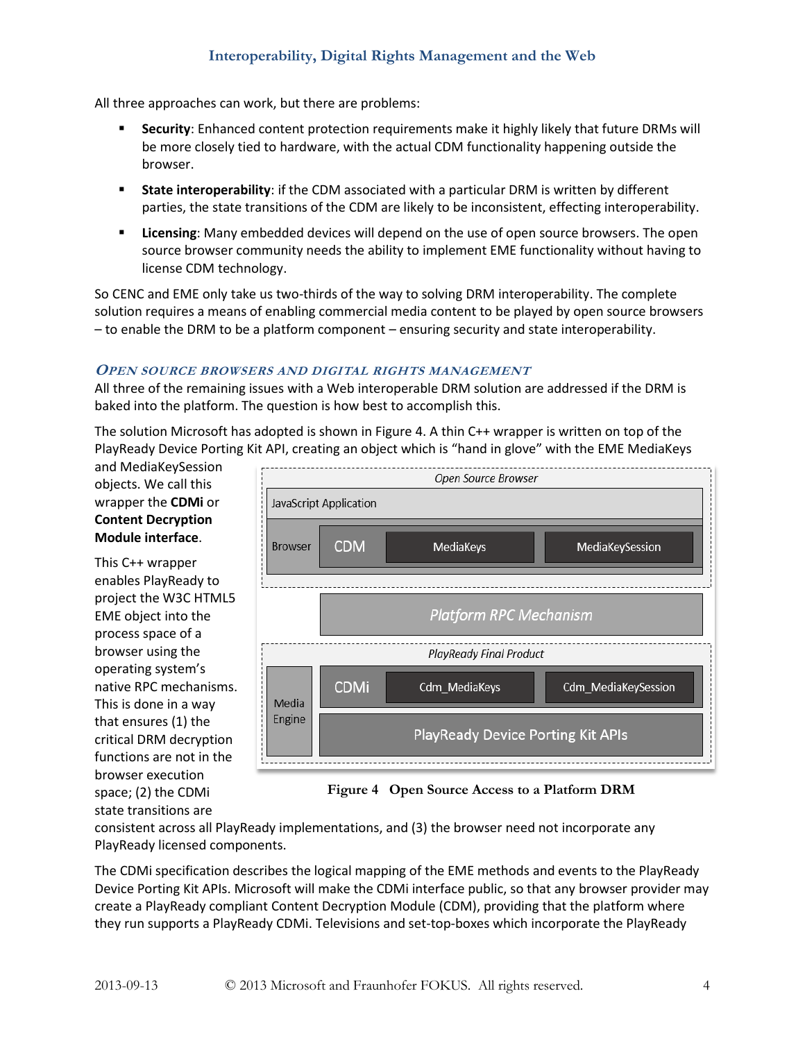All three approaches can work, but there are problems:

- **Security**: Enhanced content protection requirements make it highly likely that future DRMs will be more closely tied to hardware, with the actual CDM functionality happening outside the browser.
- **State interoperability**: if the CDM associated with a particular DRM is written by different parties, the state transitions of the CDM are likely to be inconsistent, effecting interoperability.
- **Licensing**: Many embedded devices will depend on the use of open source browsers. The open source browser community needs the ability to implement EME functionality without having to license CDM technology.

So CENC and EME only take us two-thirds of the way to solving DRM interoperability. The complete solution requires a means of enabling commercial media content to be played by open source browsers – to enable the DRM to be a platform component – ensuring security and state interoperability.

### *Open Source Browsers and Digital Rights Management*

All three of the remaining issues with a Web interoperable DRM solution are addressed if the DRM is baked into the platform. The question is how best to accomplish this.

The solution Microsoft has adopted is shown in Figure 4. A thin C++ wrapper is written on top of the PlayReady Device Porting Kit API, creating an object which is "hand in glove" with the EME MediaKeys and MediaKeySession objects. We call this wrapper the **CDMi** or **Content Decryption Module interface**.

This C++ wrapper enables PlayReady to project the W3C HTML5 EME object into the process space of a browser using the operating system's native RPC mechanisms. This is done in a way that ensures (1) the critical DRM decryption functions are not in the browser execution space; (2) the CDMi state transitions are consistent across all PlayReady implementations, and (3) the browser need not incorporate any PlayReady licensed components.

Open Source Browser

JavaScript Application

Browser | CDM | MediaKeys | MediaKeySession

Platform RPC Mechanism

PlayReady Final Product

Media Engine | CDMi | Cdm_MediaKeys | Cdm_MediaKeySession

PlayReady Device Porting Kit APIs

**Figure 4 Open Source Access to a Platform DRM**

The CDMi specification describes the logical mapping of the EME methods and events to the PlayReady Device Porting Kit APIs. Microsoft will make the CDMi interface public, so that any browser provider may create a PlayReady compliant Content Decryption Module (CDM), providing that the platform where they run supports a PlayReady CDMi. Televisions and set-top-boxes which incorporate the PlayReady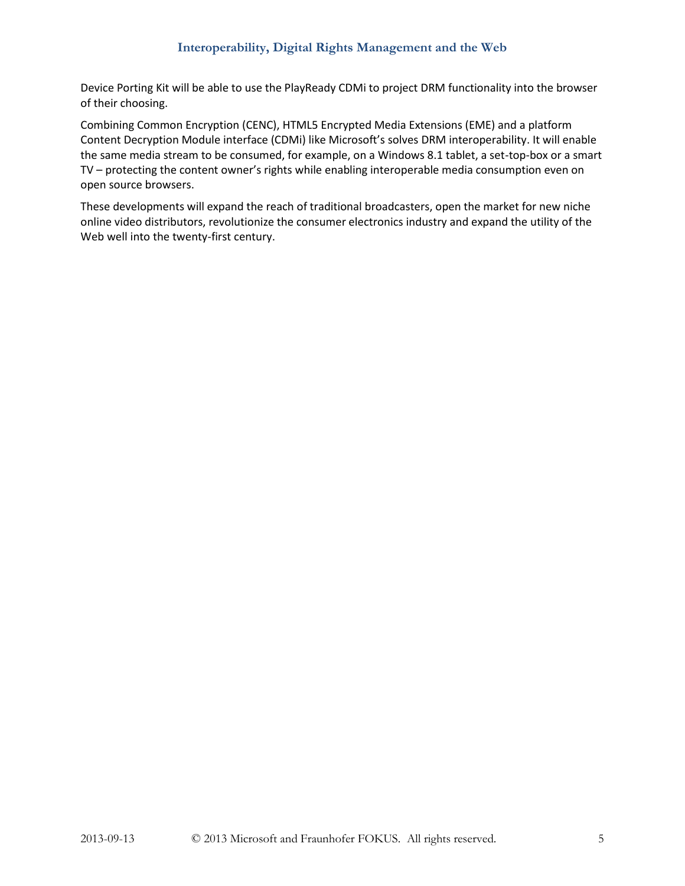Device Porting Kit will be able to use the PlayReady CDMi to project DRM functionality into the browser of their choosing.

Combining Common Encryption (CENC), HTML5 Encrypted Media Extensions (EME) and a platform Content Decryption Module interface (CDMi) like Microsoft's solves DRM interoperability. It will enable the same media stream to be consumed, for example, on a Windows 8.1 tablet, a set-top-box or a smart TV – protecting the content owner's rights while enabling interoperable media consumption even on open source browsers.

These developments will expand the reach of traditional broadcasters, open the market for new niche online video distributors, revolutionize the consumer electronics industry and expand the utility of the Web well into the twenty-first century.